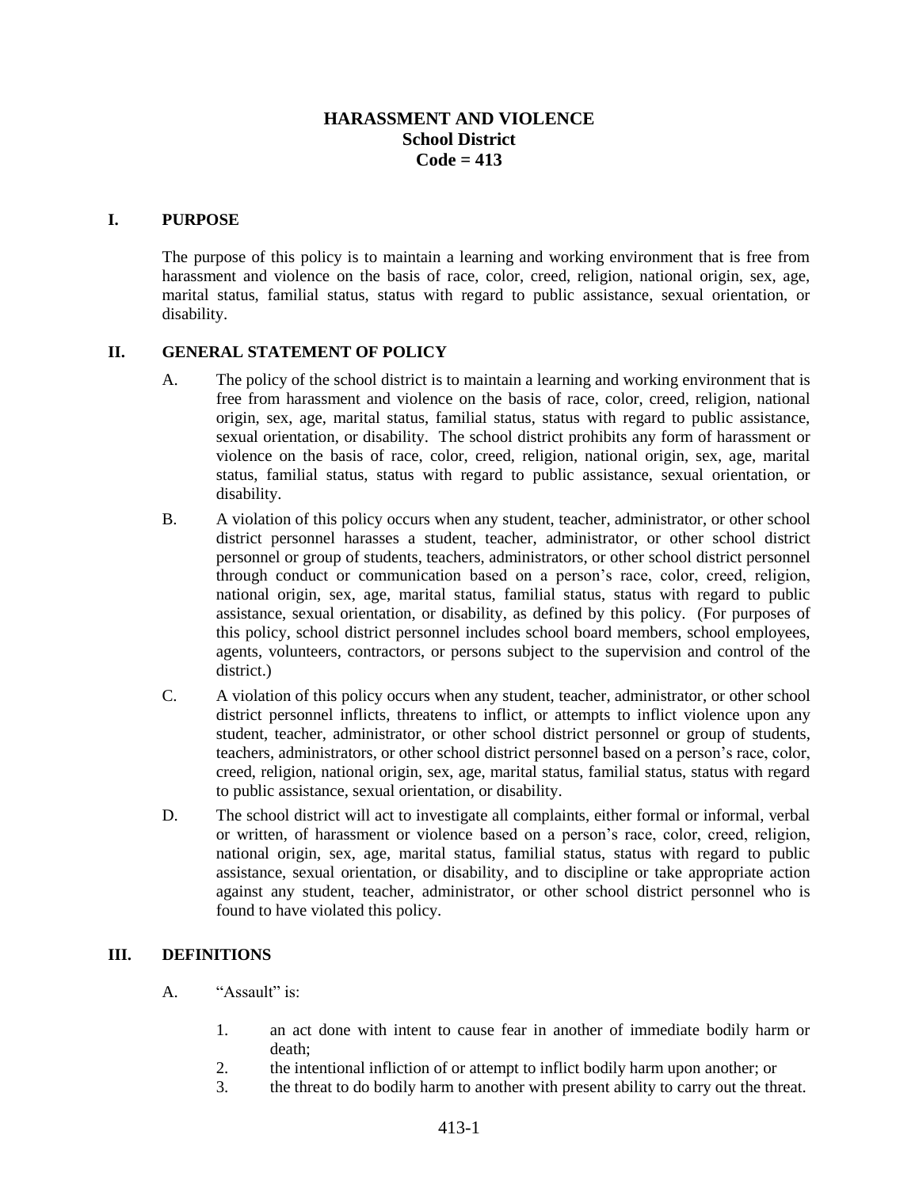# HARASSMENT AND VIOLENCE
## School District
## Code = 413

## I. PURPOSE

The purpose of this policy is to maintain a learning and working environment that is free from harassment and violence on the basis of race, color, creed, religion, national origin, sex, age, marital status, familial status, status with regard to public assistance, sexual orientation, or disability.

## II. GENERAL STATEMENT OF POLICY

A. The policy of the school district is to maintain a learning and working environment that is free from harassment and violence on the basis of race, color, creed, religion, national origin, sex, age, marital status, familial status, status with regard to public assistance, sexual orientation, or disability. The school district prohibits any form of harassment or violence on the basis of race, color, creed, religion, national origin, sex, age, marital status, familial status, status with regard to public assistance, sexual orientation, or disability.

B. A violation of this policy occurs when any student, teacher, administrator, or other school district personnel harasses a student, teacher, administrator, or other school district personnel or group of students, teachers, administrators, or other school district personnel through conduct or communication based on a person's race, color, creed, religion, national origin, sex, age, marital status, familial status, status with regard to public assistance, sexual orientation, or disability, as defined by this policy. (For purposes of this policy, school district personnel includes school board members, school employees, agents, volunteers, contractors, or persons subject to the supervision and control of the district.)

C. A violation of this policy occurs when any student, teacher, administrator, or other school district personnel inflicts, threatens to inflict, or attempts to inflict violence upon any student, teacher, administrator, or other school district personnel or group of students, teachers, administrators, or other school district personnel based on a person's race, color, creed, religion, national origin, sex, age, marital status, familial status, status with regard to public assistance, sexual orientation, or disability.

D. The school district will act to investigate all complaints, either formal or informal, verbal or written, of harassment or violence based on a person's race, color, creed, religion, national origin, sex, age, marital status, familial status, status with regard to public assistance, sexual orientation, or disability, and to discipline or take appropriate action against any student, teacher, administrator, or other school district personnel who is found to have violated this policy.

## III. DEFINITIONS

A. "Assault" is:

1. an act done with intent to cause fear in another of immediate bodily harm or death;
2. the intentional infliction of or attempt to inflict bodily harm upon another; or
3. the threat to do bodily harm to another with present ability to carry out the threat.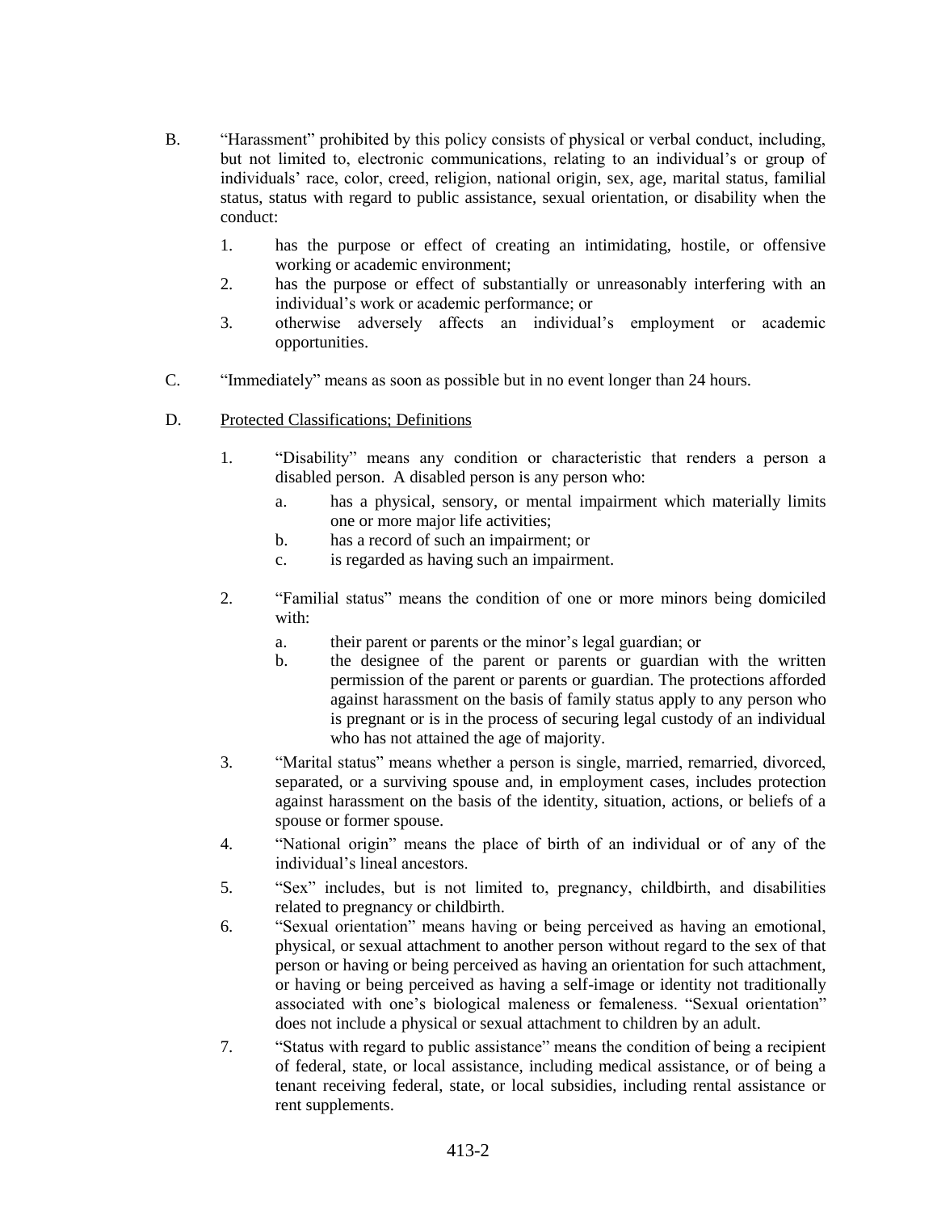B. "Harassment" prohibited by this policy consists of physical or verbal conduct, including, but not limited to, electronic communications, relating to an individual's or group of individuals' race, color, creed, religion, national origin, sex, age, marital status, familial status, status with regard to public assistance, sexual orientation, or disability when the conduct:

   1. has the purpose or effect of creating an intimidating, hostile, or offensive working or academic environment;
   2. has the purpose or effect of substantially or unreasonably interfering with an individual's work or academic performance; or
   3. otherwise adversely affects an individual's employment or academic opportunities.

C. "Immediately" means as soon as possible but in no event longer than 24 hours.

D. <u>Protected Classifications; Definitions</u>

   1. "Disability" means any condition or characteristic that renders a person a disabled person. A disabled person is any person who:
      a. has a physical, sensory, or mental impairment which materially limits one or more major life activities;
      b. has a record of such an impairment; or
      c. is regarded as having such an impairment.

   2. "Familial status" means the condition of one or more minors being domiciled with:
      a. their parent or parents or the minor's legal guardian; or
      b. the designee of the parent or parents or guardian with the written permission of the parent or parents or guardian. The protections afforded against harassment on the basis of family status apply to any person who is pregnant or is in the process of securing legal custody of an individual who has not attained the age of majority.

   3. "Marital status" means whether a person is single, married, remarried, divorced, separated, or a surviving spouse and, in employment cases, includes protection against harassment on the basis of the identity, situation, actions, or beliefs of a spouse or former spouse.

   4. "National origin" means the place of birth of an individual or of any of the individual's lineal ancestors.

   5. "Sex" includes, but is not limited to, pregnancy, childbirth, and disabilities related to pregnancy or childbirth.

   6. "Sexual orientation" means having or being perceived as having an emotional, physical, or sexual attachment to another person without regard to the sex of that person or having or being perceived as having an orientation for such attachment, or having or being perceived as having a self-image or identity not traditionally associated with one's biological maleness or femaleness. "Sexual orientation" does not include a physical or sexual attachment to children by an adult.

   7. "Status with regard to public assistance" means the condition of being a recipient of federal, state, or local assistance, including medical assistance, or of being a tenant receiving federal, state, or local subsidies, including rental assistance or rent supplements.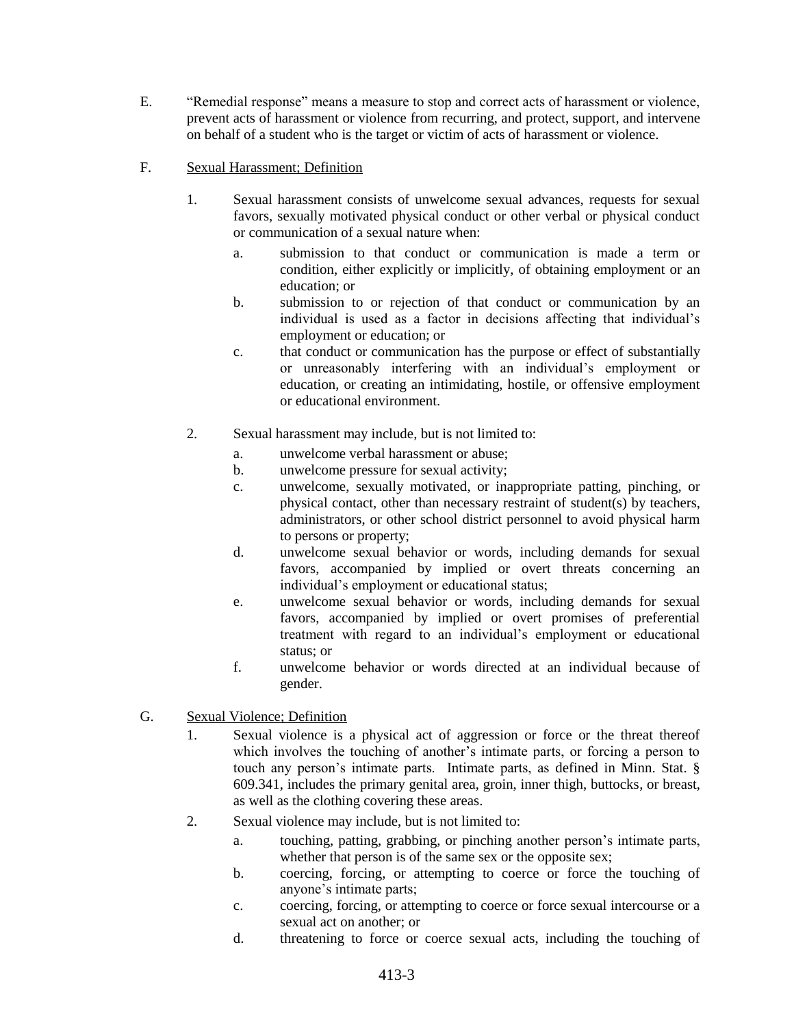E. "Remedial response" means a measure to stop and correct acts of harassment or violence, prevent acts of harassment or violence from recurring, and protect, support, and intervene on behalf of a student who is the target or victim of acts of harassment or violence.

F. <u>Sexual Harassment; Definition</u>

1. Sexual harassment consists of unwelcome sexual advances, requests for sexual favors, sexually motivated physical conduct or other verbal or physical conduct or communication of a sexual nature when:

   a. submission to that conduct or communication is made a term or condition, either explicitly or implicitly, of obtaining employment or an education; or

   b. submission to or rejection of that conduct or communication by an individual is used as a factor in decisions affecting that individual's employment or education; or

   c. that conduct or communication has the purpose or effect of substantially or unreasonably interfering with an individual's employment or education, or creating an intimidating, hostile, or offensive employment or educational environment.

2. Sexual harassment may include, but is not limited to:

   a. unwelcome verbal harassment or abuse;

   b. unwelcome pressure for sexual activity;

   c. unwelcome, sexually motivated, or inappropriate patting, pinching, or physical contact, other than necessary restraint of student(s) by teachers, administrators, or other school district personnel to avoid physical harm to persons or property;

   d. unwelcome sexual behavior or words, including demands for sexual favors, accompanied by implied or overt threats concerning an individual's employment or educational status;

   e. unwelcome sexual behavior or words, including demands for sexual favors, accompanied by implied or overt promises of preferential treatment with regard to an individual's employment or educational status; or

   f. unwelcome behavior or words directed at an individual because of gender.

G. <u>Sexual Violence; Definition</u>

1. Sexual violence is a physical act of aggression or force or the threat thereof which involves the touching of another's intimate parts, or forcing a person to touch any person's intimate parts. Intimate parts, as defined in Minn. Stat. § 609.341, includes the primary genital area, groin, inner thigh, buttocks, or breast, as well as the clothing covering these areas.

2. Sexual violence may include, but is not limited to:

   a. touching, patting, grabbing, or pinching another person's intimate parts, whether that person is of the same sex or the opposite sex;

   b. coercing, forcing, or attempting to coerce or force the touching of anyone's intimate parts;

   c. coercing, forcing, or attempting to coerce or force sexual intercourse or a sexual act on another; or

   d. threatening to force or coerce sexual acts, including the touching of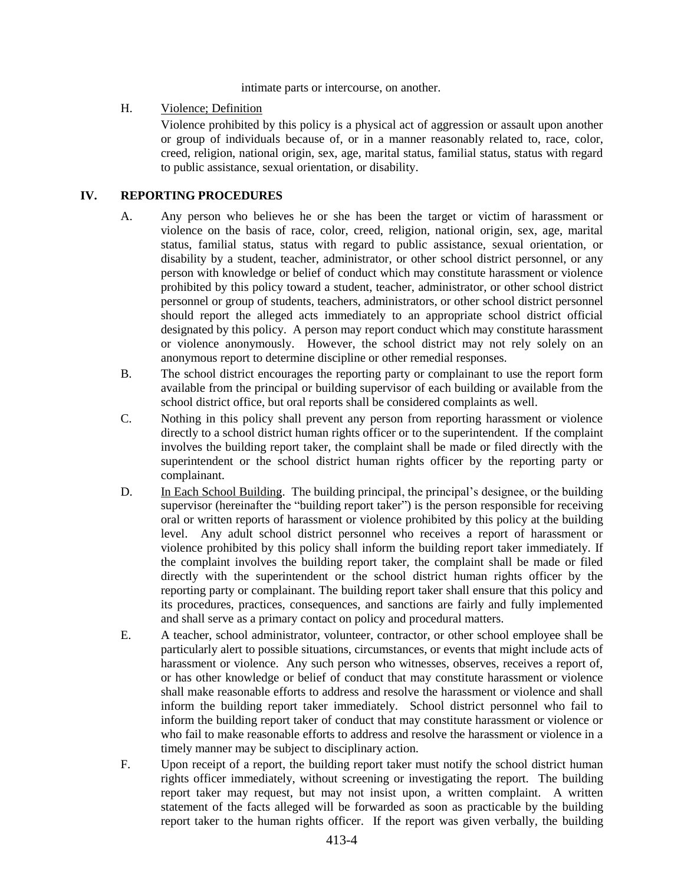intimate parts or intercourse, on another.

H. <u>Violence; Definition</u>

Violence prohibited by this policy is a physical act of aggression or assault upon another or group of individuals because of, or in a manner reasonably related to, race, color, creed, religion, national origin, sex, age, marital status, familial status, status with regard to public assistance, sexual orientation, or disability.

## IV. REPORTING PROCEDURES

A. Any person who believes he or she has been the target or victim of harassment or violence on the basis of race, color, creed, religion, national origin, sex, age, marital status, familial status, status with regard to public assistance, sexual orientation, or disability by a student, teacher, administrator, or other school district personnel, or any person with knowledge or belief of conduct which may constitute harassment or violence prohibited by this policy toward a student, teacher, administrator, or other school district personnel or group of students, teachers, administrators, or other school district personnel should report the alleged acts immediately to an appropriate school district official designated by this policy. A person may report conduct which may constitute harassment or violence anonymously. However, the school district may not rely solely on an anonymous report to determine discipline or other remedial responses.

B. The school district encourages the reporting party or complainant to use the report form available from the principal or building supervisor of each building or available from the school district office, but oral reports shall be considered complaints as well.

C. Nothing in this policy shall prevent any person from reporting harassment or violence directly to a school district human rights officer or to the superintendent. If the complaint involves the building report taker, the complaint shall be made or filed directly with the superintendent or the school district human rights officer by the reporting party or complainant.

D. <u>In Each School Building</u>. The building principal, the principal's designee, or the building supervisor (hereinafter the "building report taker") is the person responsible for receiving oral or written reports of harassment or violence prohibited by this policy at the building level. Any adult school district personnel who receives a report of harassment or violence prohibited by this policy shall inform the building report taker immediately. If the complaint involves the building report taker, the complaint shall be made or filed directly with the superintendent or the school district human rights officer by the reporting party or complainant. The building report taker shall ensure that this policy and its procedures, practices, consequences, and sanctions are fairly and fully implemented and shall serve as a primary contact on policy and procedural matters.

E. A teacher, school administrator, volunteer, contractor, or other school employee shall be particularly alert to possible situations, circumstances, or events that might include acts of harassment or violence. Any such person who witnesses, observes, receives a report of, or has other knowledge or belief of conduct that may constitute harassment or violence shall make reasonable efforts to address and resolve the harassment or violence and shall inform the building report taker immediately. School district personnel who fail to inform the building report taker of conduct that may constitute harassment or violence or who fail to make reasonable efforts to address and resolve the harassment or violence in a timely manner may be subject to disciplinary action.

F. Upon receipt of a report, the building report taker must notify the school district human rights officer immediately, without screening or investigating the report. The building report taker may request, but may not insist upon, a written complaint. A written statement of the facts alleged will be forwarded as soon as practicable by the building report taker to the human rights officer. If the report was given verbally, the building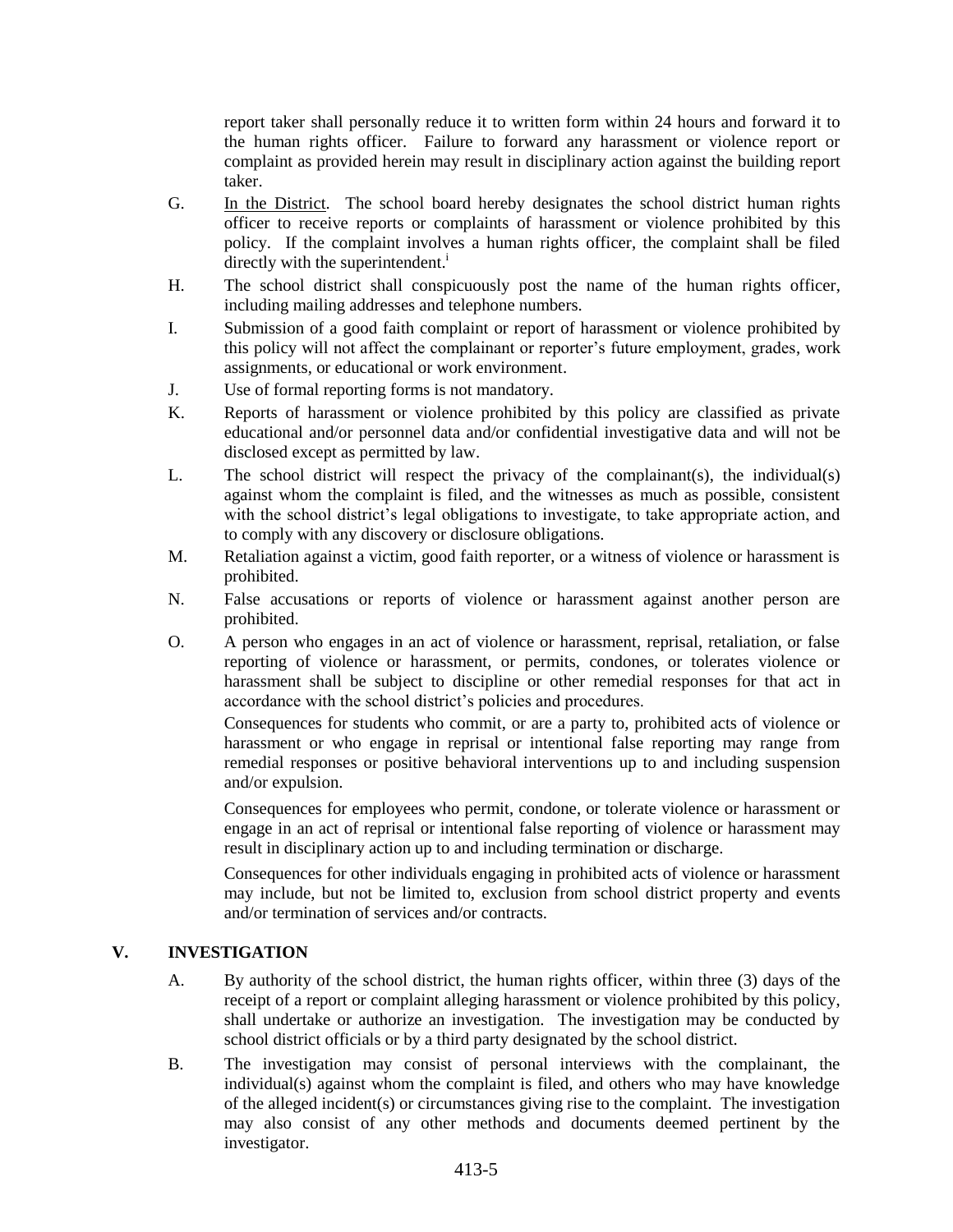report taker shall personally reduce it to written form within 24 hours and forward it to the human rights officer. Failure to forward any harassment or violence report or complaint as provided herein may result in disciplinary action against the building report taker.

G. In the District. The school board hereby designates the school district human rights officer to receive reports or complaints of harassment or violence prohibited by this policy. If the complaint involves a human rights officer, the complaint shall be filed directly with the superintendent.[i]

H. The school district shall conspicuously post the name of the human rights officer, including mailing addresses and telephone numbers.

I. Submission of a good faith complaint or report of harassment or violence prohibited by this policy will not affect the complainant or reporter's future employment, grades, work assignments, or educational or work environment.

J. Use of formal reporting forms is not mandatory.

K. Reports of harassment or violence prohibited by this policy are classified as private educational and/or personnel data and/or confidential investigative data and will not be disclosed except as permitted by law.

L. The school district will respect the privacy of the complainant(s), the individual(s) against whom the complaint is filed, and the witnesses as much as possible, consistent with the school district's legal obligations to investigate, to take appropriate action, and to comply with any discovery or disclosure obligations.

M. Retaliation against a victim, good faith reporter, or a witness of violence or harassment is prohibited.

N. False accusations or reports of violence or harassment against another person are prohibited.

O. A person who engages in an act of violence or harassment, reprisal, retaliation, or false reporting of violence or harassment, or permits, condones, or tolerates violence or harassment shall be subject to discipline or other remedial responses for that act in accordance with the school district's policies and procedures.

   Consequences for students who commit, or are a party to, prohibited acts of violence or harassment or who engage in reprisal or intentional false reporting may range from remedial responses or positive behavioral interventions up to and including suspension and/or expulsion.

   Consequences for employees who permit, condone, or tolerate violence or harassment or engage in an act of reprisal or intentional false reporting of violence or harassment may result in disciplinary action up to and including termination or discharge.

   Consequences for other individuals engaging in prohibited acts of violence or harassment may include, but not be limited to, exclusion from school district property and events and/or termination of services and/or contracts.

## V. INVESTIGATION

A. By authority of the school district, the human rights officer, within three (3) days of the receipt of a report or complaint alleging harassment or violence prohibited by this policy, shall undertake or authorize an investigation. The investigation may be conducted by school district officials or by a third party designated by the school district.

B. The investigation may consist of personal interviews with the complainant, the individual(s) against whom the complaint is filed, and others who may have knowledge of the alleged incident(s) or circumstances giving rise to the complaint. The investigation may also consist of any other methods and documents deemed pertinent by the investigator.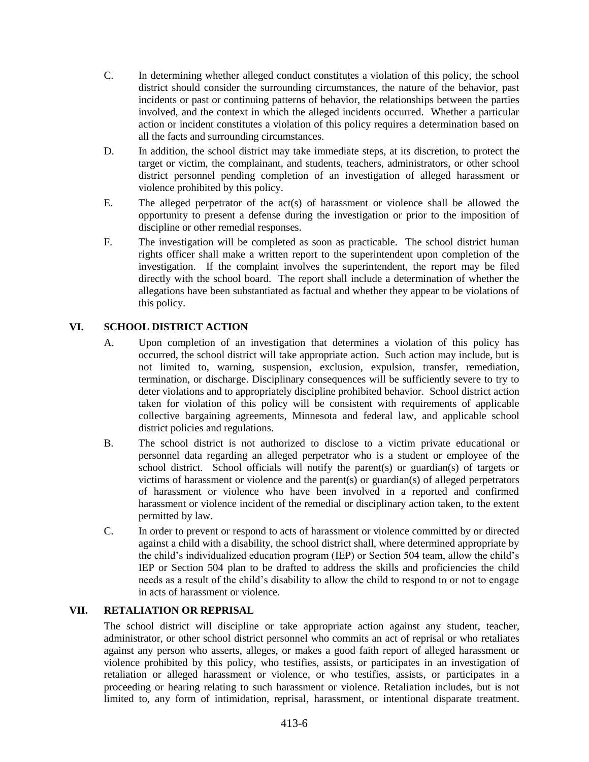C. In determining whether alleged conduct constitutes a violation of this policy, the school district should consider the surrounding circumstances, the nature of the behavior, past incidents or past or continuing patterns of behavior, the relationships between the parties involved, and the context in which the alleged incidents occurred. Whether a particular action or incident constitutes a violation of this policy requires a determination based on all the facts and surrounding circumstances.

D. In addition, the school district may take immediate steps, at its discretion, to protect the target or victim, the complainant, and students, teachers, administrators, or other school district personnel pending completion of an investigation of alleged harassment or violence prohibited by this policy.

E. The alleged perpetrator of the act(s) of harassment or violence shall be allowed the opportunity to present a defense during the investigation or prior to the imposition of discipline or other remedial responses.

F. The investigation will be completed as soon as practicable. The school district human rights officer shall make a written report to the superintendent upon completion of the investigation. If the complaint involves the superintendent, the report may be filed directly with the school board. The report shall include a determination of whether the allegations have been substantiated as factual and whether they appear to be violations of this policy.

## VI. SCHOOL DISTRICT ACTION

A. Upon completion of an investigation that determines a violation of this policy has occurred, the school district will take appropriate action. Such action may include, but is not limited to, warning, suspension, exclusion, expulsion, transfer, remediation, termination, or discharge. Disciplinary consequences will be sufficiently severe to try to deter violations and to appropriately discipline prohibited behavior. School district action taken for violation of this policy will be consistent with requirements of applicable collective bargaining agreements, Minnesota and federal law, and applicable school district policies and regulations.

B. The school district is not authorized to disclose to a victim private educational or personnel data regarding an alleged perpetrator who is a student or employee of the school district. School officials will notify the parent(s) or guardian(s) of targets or victims of harassment or violence and the parent(s) or guardian(s) of alleged perpetrators of harassment or violence who have been involved in a reported and confirmed harassment or violence incident of the remedial or disciplinary action taken, to the extent permitted by law.

C. In order to prevent or respond to acts of harassment or violence committed by or directed against a child with a disability, the school district shall, where determined appropriate by the child's individualized education program (IEP) or Section 504 team, allow the child's IEP or Section 504 plan to be drafted to address the skills and proficiencies the child needs as a result of the child's disability to allow the child to respond to or not to engage in acts of harassment or violence.

## VII. RETALIATION OR REPRISAL

The school district will discipline or take appropriate action against any student, teacher, administrator, or other school district personnel who commits an act of reprisal or who retaliates against any person who asserts, alleges, or makes a good faith report of alleged harassment or violence prohibited by this policy, who testifies, assists, or participates in an investigation of retaliation or alleged harassment or violence, or who testifies, assists, or participates in a proceeding or hearing relating to such harassment or violence. Retaliation includes, but is not limited to, any form of intimidation, reprisal, harassment, or intentional disparate treatment.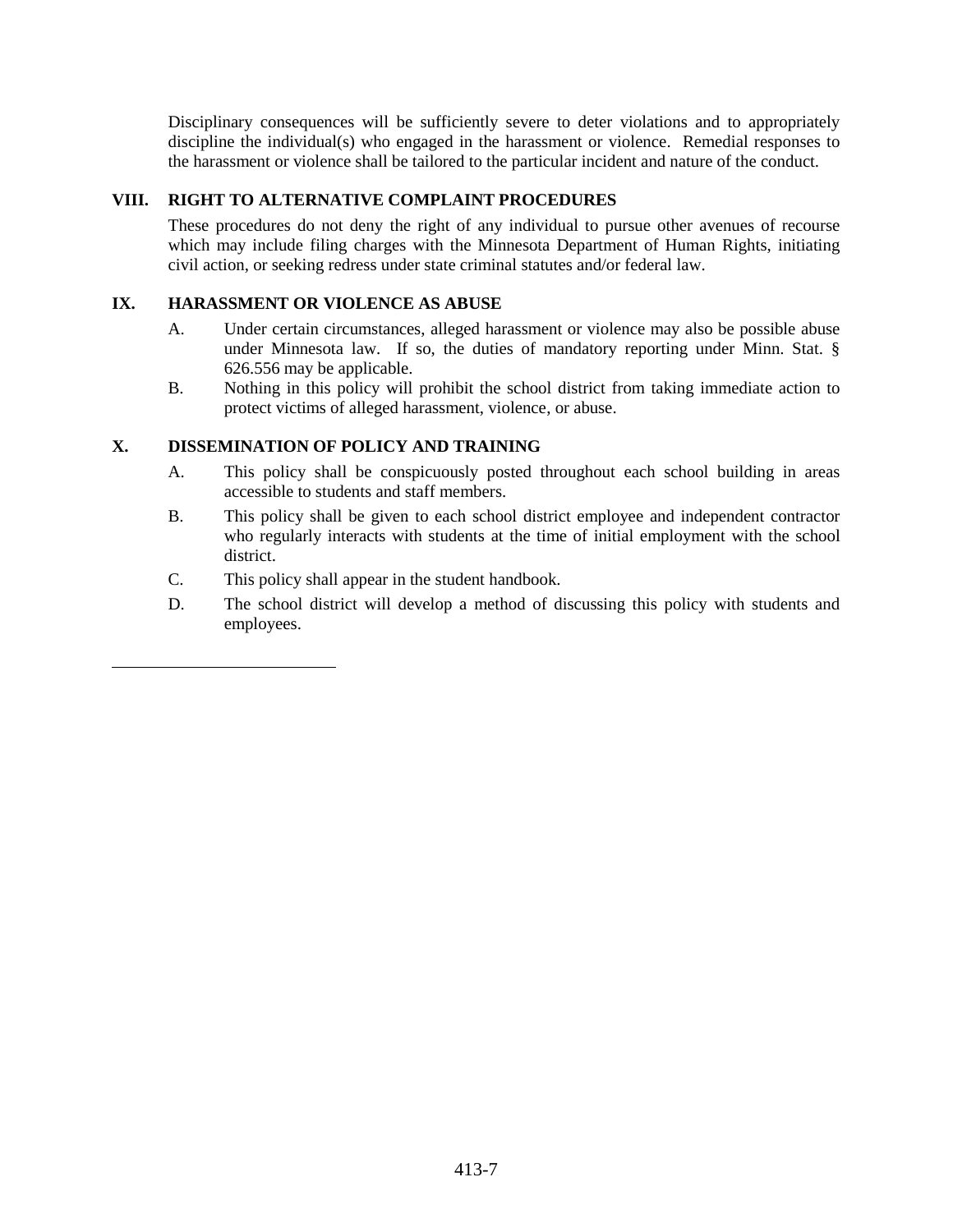Disciplinary consequences will be sufficiently severe to deter violations and to appropriately discipline the individual(s) who engaged in the harassment or violence. Remedial responses to the harassment or violence shall be tailored to the particular incident and nature of the conduct.

## VIII. RIGHT TO ALTERNATIVE COMPLAINT PROCEDURES

These procedures do not deny the right of any individual to pursue other avenues of recourse which may include filing charges with the Minnesota Department of Human Rights, initiating civil action, or seeking redress under state criminal statutes and/or federal law.

## IX. HARASSMENT OR VIOLENCE AS ABUSE

A. Under certain circumstances, alleged harassment or violence may also be possible abuse under Minnesota law. If so, the duties of mandatory reporting under Minn. Stat. § 626.556 may be applicable.

B. Nothing in this policy will prohibit the school district from taking immediate action to protect victims of alleged harassment, violence, or abuse.

## X. DISSEMINATION OF POLICY AND TRAINING

A. This policy shall be conspicuously posted throughout each school building in areas accessible to students and staff members.

B. This policy shall be given to each school district employee and independent contractor who regularly interacts with students at the time of initial employment with the school district.

C. This policy shall appear in the student handbook.

D. The school district will develop a method of discussing this policy with students and employees.

---